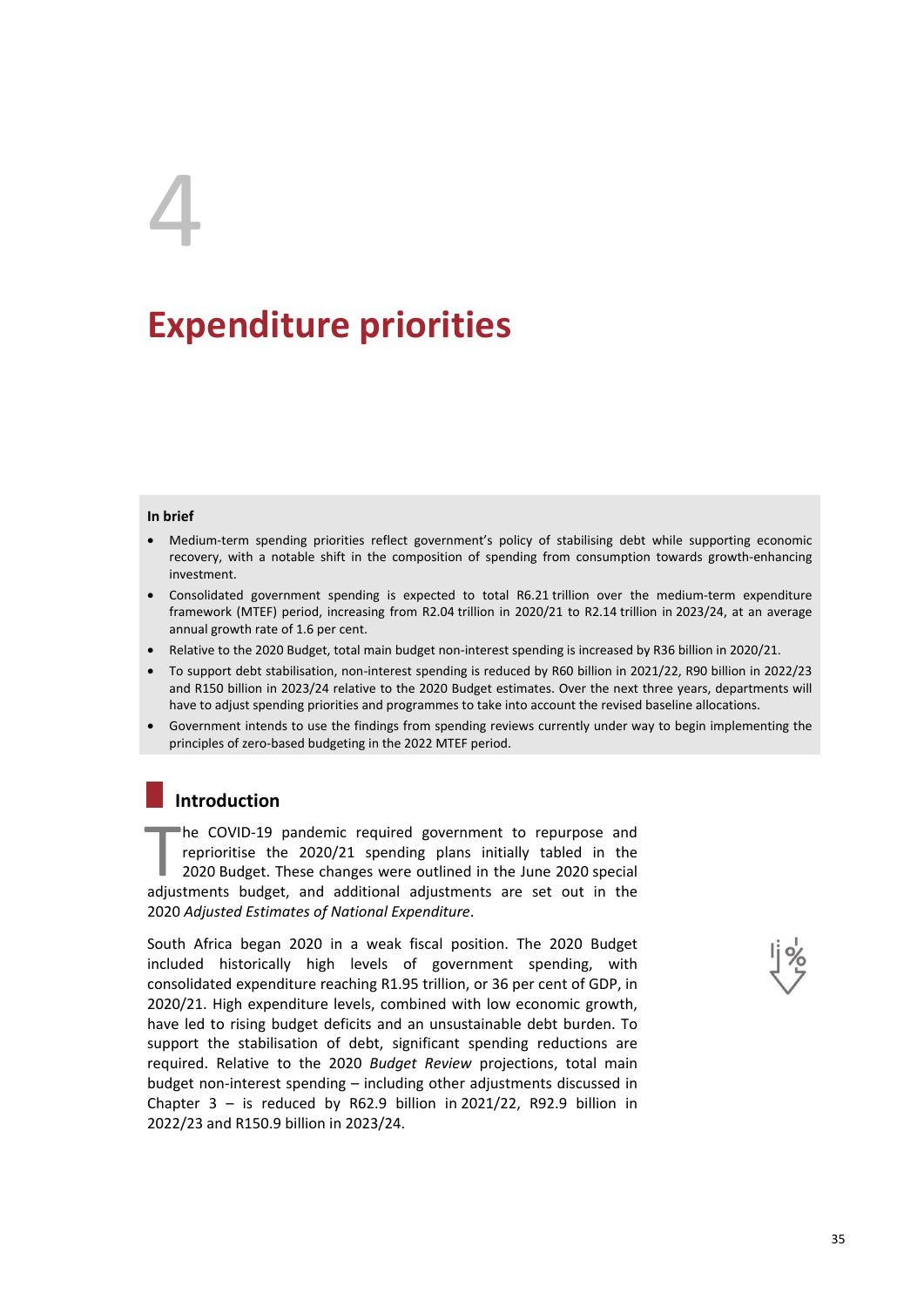# 4

# Expenditure priorities

**In brief**

- Medium-term spending priorities reflect government's policy of stabilising debt while supporting economic recovery, with a notable shift in the composition of spending from consumption towards growth-enhancing investment.
- Consolidated government spending is expected to total R6.21 trillion over the medium-term expenditure framework (MTEF) period, increasing from R2.04 trillion in 2020/21 to R2.14 trillion in 2023/24, at an average annual growth rate of 1.6 per cent.
- Relative to the 2020 Budget, total main budget non-interest spending is increased by R36 billion in 2020/21.
- To support debt stabilisation, non-interest spending is reduced by R60 billion in 2021/22, R90 billion in 2022/23 and R150 billion in 2023/24 relative to the 2020 Budget estimates. Over the next three years, departments will have to adjust spending priorities and programmes to take into account the revised baseline allocations.
- Government intends to use the findings from spending reviews currently under way to begin implementing the principles of zero-based budgeting in the 2022 MTEF period.

## Introduction

The COVID-19 pandemic required government to repurpose and reprioritise the 2020/21 spending plans initially tabled in the 2020 Budget. These changes were outlined in the June 2020 special adjustments budget, and additional adjustments are set out in the 2020 *Adjusted Estimates of National Expenditure*.

South Africa began 2020 in a weak fiscal position. The 2020 Budget included historically high levels of government spending, with consolidated expenditure reaching R1.95 trillion, or 36 per cent of GDP, in 2020/21. High expenditure levels, combined with low economic growth, have led to rising budget deficits and an unsustainable debt burden. To support the stabilisation of debt, significant spending reductions are required. Relative to the 2020 *Budget Review* projections, total main budget non-interest spending – including other adjustments discussed in Chapter 3 – is reduced by R62.9 billion in 2021/22, R92.9 billion in 2022/23 and R150.9 billion in 2023/24.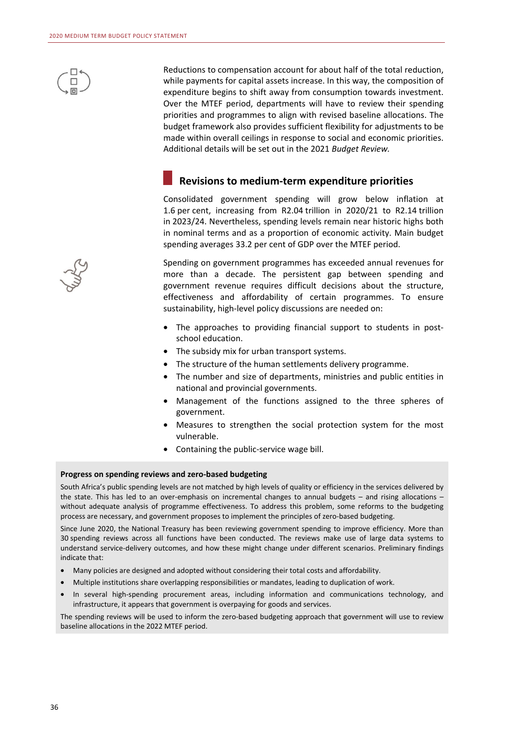Reductions to compensation account for about half of the total reduction, while payments for capital assets increase. In this way, the composition of expenditure begins to shift away from consumption towards investment. Over the MTEF period, departments will have to review their spending priorities and programmes to align with revised baseline allocations. The budget framework also provides sufficient flexibility for adjustments to be made within overall ceilings in response to social and economic priorities. Additional details will be set out in the 2021 *Budget Review.*

## Revisions to medium-term expenditure priorities

Consolidated government spending will grow below inflation at 1.6 per cent, increasing from R2.04 trillion in 2020/21 to R2.14 trillion in 2023/24. Nevertheless, spending levels remain near historic highs both in nominal terms and as a proportion of economic activity. Main budget spending averages 33.2 per cent of GDP over the MTEF period.

Spending on government programmes has exceeded annual revenues for more than a decade. The persistent gap between spending and government revenue requires difficult decisions about the structure, effectiveness and affordability of certain programmes. To ensure sustainability, high-level policy discussions are needed on:

- The approaches to providing financial support to students in post-school education.
- The subsidy mix for urban transport systems.
- The structure of the human settlements delivery programme.
- The number and size of departments, ministries and public entities in national and provincial governments.
- Management of the functions assigned to the three spheres of government.
- Measures to strengthen the social protection system for the most vulnerable.
- Containing the public-service wage bill.

**Progress on spending reviews and zero-based budgeting**

South Africa's public spending levels are not matched by high levels of quality or efficiency in the services delivered by the state. This has led to an over-emphasis on incremental changes to annual budgets – and rising allocations – without adequate analysis of programme effectiveness. To address this problem, some reforms to the budgeting process are necessary, and government proposes to implement the principles of zero-based budgeting.

Since June 2020, the National Treasury has been reviewing government spending to improve efficiency. More than 30 spending reviews across all functions have been conducted. The reviews make use of large data systems to understand service-delivery outcomes, and how these might change under different scenarios. Preliminary findings indicate that:

- Many policies are designed and adopted without considering their total costs and affordability.
- Multiple institutions share overlapping responsibilities or mandates, leading to duplication of work.
- In several high-spending procurement areas, including information and communications technology, and infrastructure, it appears that government is overpaying for goods and services.

The spending reviews will be used to inform the zero-based budgeting approach that government will use to review baseline allocations in the 2022 MTEF period.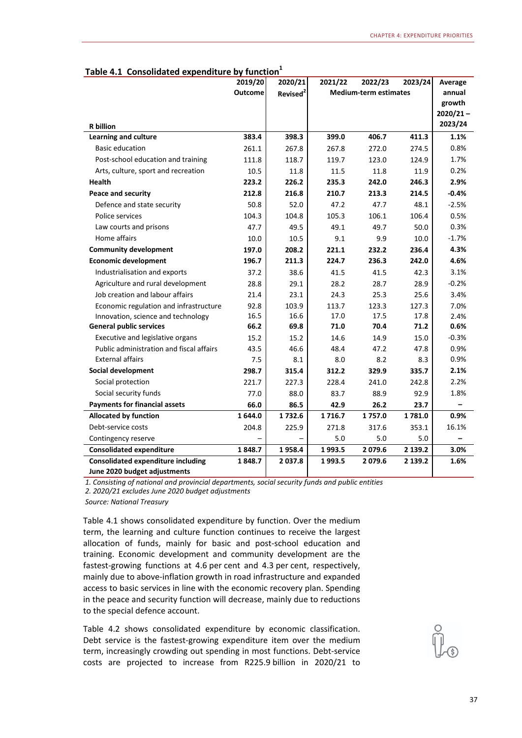**Table 4.1 Consolidated expenditure by function**[1]

| R billion | 2019/20 Outcome | 2020/21 Revised[2] | 2021/22 | 2022/23 | 2023/24 | Average annual growth 2020/21 – 2023/24 |
|---|---|---|---|---|---|---|
| | | | Medium-term estimates | | | |
| **Learning and culture** | **383.4** | **398.3** | **399.0** | **406.7** | **411.3** | **1.1%** |
| Basic education | 261.1 | 267.8 | 267.8 | 272.0 | 274.5 | 0.8% |
| Post-school education and training | 111.8 | 118.7 | 119.7 | 123.0 | 124.9 | 1.7% |
| Arts, culture, sport and recreation | 10.5 | 11.8 | 11.5 | 11.8 | 11.9 | 0.2% |
| **Health** | **223.2** | **226.2** | **235.3** | **242.0** | **246.3** | **2.9%** |
| **Peace and security** | **212.8** | **216.8** | **210.7** | **213.3** | **214.5** | **-0.4%** |
| Defence and state security | 50.8 | 52.0 | 47.2 | 47.7 | 48.1 | -2.5% |
| Police services | 104.3 | 104.8 | 105.3 | 106.1 | 106.4 | 0.5% |
| Law courts and prisons | 47.7 | 49.5 | 49.1 | 49.7 | 50.0 | 0.3% |
| Home affairs | 10.0 | 10.5 | 9.1 | 9.9 | 10.0 | -1.7% |
| **Community development** | **197.0** | **208.2** | **221.1** | **232.2** | **236.4** | **4.3%** |
| **Economic development** | **196.7** | **211.3** | **224.7** | **236.3** | **242.0** | **4.6%** |
| Industrialisation and exports | 37.2 | 38.6 | 41.5 | 41.5 | 42.3 | 3.1% |
| Agriculture and rural development | 28.8 | 29.1 | 28.2 | 28.7 | 28.9 | -0.2% |
| Job creation and labour affairs | 21.4 | 23.1 | 24.3 | 25.3 | 25.6 | 3.4% |
| Economic regulation and infrastructure | 92.8 | 103.9 | 113.7 | 123.3 | 127.3 | 7.0% |
| Innovation, science and technology | 16.5 | 16.6 | 17.0 | 17.5 | 17.8 | 2.4% |
| **General public services** | **66.2** | **69.8** | **71.0** | **70.4** | **71.2** | **0.6%** |
| Executive and legislative organs | 15.2 | 15.2 | 14.6 | 14.9 | 15.0 | -0.3% |
| Public administration and fiscal affairs | 43.5 | 46.6 | 48.4 | 47.2 | 47.8 | 0.9% |
| External affairs | 7.5 | 8.1 | 8.0 | 8.2 | 8.3 | 0.9% |
| **Social development** | **298.7** | **315.4** | **312.2** | **329.9** | **335.7** | **2.1%** |
| Social protection | 221.7 | 227.3 | 228.4 | 241.0 | 242.8 | 2.2% |
| Social security funds | 77.0 | 88.0 | 83.7 | 88.9 | 92.9 | 1.8% |
| **Payments for financial assets** | **66.0** | **86.5** | **42.9** | **26.2** | **23.7** | **–** |
| **Allocated by function** | **1 644.0** | **1 732.6** | **1 716.7** | **1 757.0** | **1 781.0** | **0.9%** |
| Debt-service costs | 204.8 | 225.9 | 271.8 | 317.6 | 353.1 | 16.1% |
| Contingency reserve | – | – | 5.0 | 5.0 | 5.0 | – |
| **Consolidated expenditure** | **1 848.7** | **1 958.4** | **1 993.5** | **2 079.6** | **2 139.2** | **3.0%** |
| **Consolidated expenditure including June 2020 budget adjustments** | **1 848.7** | **2 037.8** | **1 993.5** | **2 079.6** | **2 139.2** | **1.6%** |

*1. Consisting of national and provincial departments, social security funds and public entities*

*2. 2020/21 excludes June 2020 budget adjustments*

*Source: National Treasury*

Table 4.1 shows consolidated expenditure by function. Over the medium term, the learning and culture function continues to receive the largest allocation of funds, mainly for basic and post-school education and training. Economic development and community development are the fastest-growing functions at 4.6 per cent and 4.3 per cent, respectively, mainly due to above-inflation growth in road infrastructure and expanded access to basic services in line with the economic recovery plan. Spending in the peace and security function will decrease, mainly due to reductions to the special defence account.

Table 4.2 shows consolidated expenditure by economic classification. Debt service is the fastest-growing expenditure item over the medium term, increasingly crowding out spending in most functions. Debt-service costs are projected to increase from R225.9 billion in 2020/21 to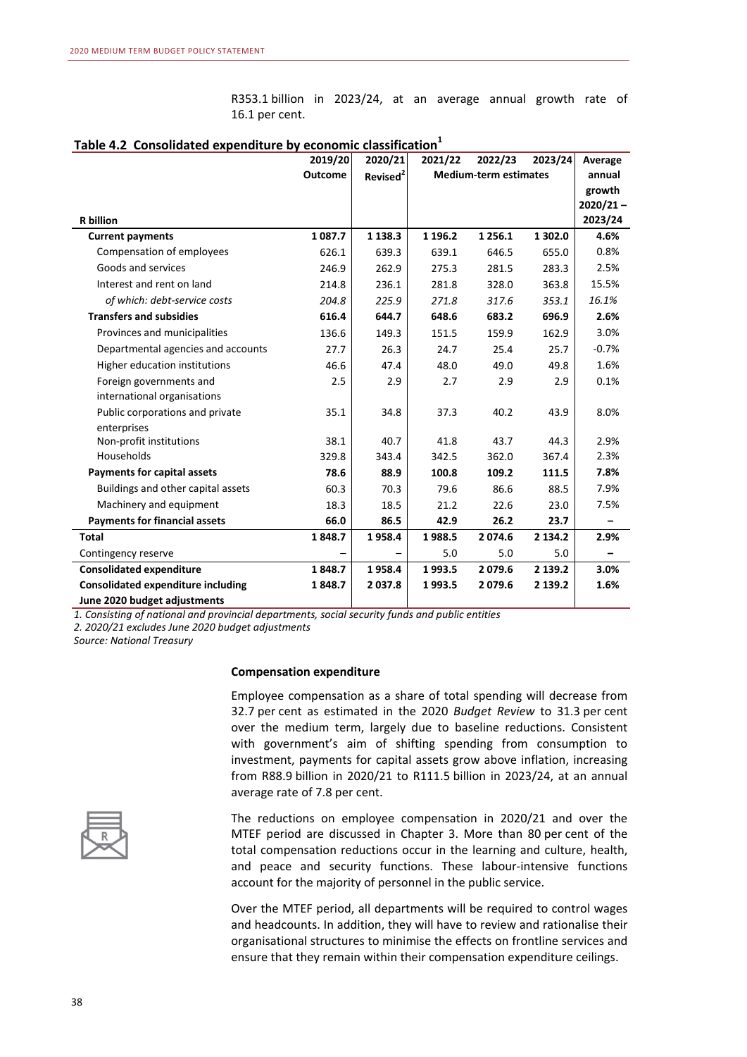R353.1 billion in 2023/24, at an average annual growth rate of 16.1 per cent.

**Table 4.2 Consolidated expenditure by economic classification[1]**

| R billion | 2019/20 Outcome | 2020/21 Revised[2] | 2021/22 | 2022/23 | 2023/24 | Average annual growth 2020/21 – 2023/24 |
|---|---|---|---|---|---|---|
| | | | Medium-term estimates | | | |
| **Current payments** | **1 087.7** | **1 138.3** | **1 196.2** | **1 256.1** | **1 302.0** | **4.6%** |
| Compensation of employees | 626.1 | 639.3 | 639.1 | 646.5 | 655.0 | 0.8% |
| Goods and services | 246.9 | 262.9 | 275.3 | 281.5 | 283.3 | 2.5% |
| Interest and rent on land | 214.8 | 236.1 | 281.8 | 328.0 | 363.8 | 15.5% |
| *of which: debt-service costs* | *204.8* | *225.9* | *271.8* | *317.6* | *353.1* | *16.1%* |
| **Transfers and subsidies** | **616.4** | **644.7** | **648.6** | **683.2** | **696.9** | **2.6%** |
| Provinces and municipalities | 136.6 | 149.3 | 151.5 | 159.9 | 162.9 | 3.0% |
| Departmental agencies and accounts | 27.7 | 26.3 | 24.7 | 25.4 | 25.7 | -0.7% |
| Higher education institutions | 46.6 | 47.4 | 48.0 | 49.0 | 49.8 | 1.6% |
| Foreign governments and international organisations | 2.5 | 2.9 | 2.7 | 2.9 | 2.9 | 0.1% |
| Public corporations and private enterprises | 35.1 | 34.8 | 37.3 | 40.2 | 43.9 | 8.0% |
| Non-profit institutions | 38.1 | 40.7 | 41.8 | 43.7 | 44.3 | 2.9% |
| Households | 329.8 | 343.4 | 342.5 | 362.0 | 367.4 | 2.3% |
| **Payments for capital assets** | **78.6** | **88.9** | **100.8** | **109.2** | **111.5** | **7.8%** |
| Buildings and other capital assets | 60.3 | 70.3 | 79.6 | 86.6 | 88.5 | 7.9% |
| Machinery and equipment | 18.3 | 18.5 | 21.2 | 22.6 | 23.0 | 7.5% |
| **Payments for financial assets** | **66.0** | **86.5** | **42.9** | **26.2** | **23.7** | **–** |
| **Total** | **1 848.7** | **1 958.4** | **1 988.5** | **2 074.6** | **2 134.2** | **2.9%** |
| Contingency reserve | – | – | 5.0 | 5.0 | 5.0 | – |
| **Consolidated expenditure** | **1 848.7** | **1 958.4** | **1 993.5** | **2 079.6** | **2 139.2** | **3.0%** |
| **Consolidated expenditure including June 2020 budget adjustments** | **1 848.7** | **2 037.8** | **1 993.5** | **2 079.6** | **2 139.2** | **1.6%** |

*1. Consisting of national and provincial departments, social security funds and public entities*
*2. 2020/21 excludes June 2020 budget adjustments*
*Source: National Treasury*

#### Compensation expenditure

Employee compensation as a share of total spending will decrease from 32.7 per cent as estimated in the 2020 *Budget Review* to 31.3 per cent over the medium term, largely due to baseline reductions. Consistent with government's aim of shifting spending from consumption to investment, payments for capital assets grow above inflation, increasing from R88.9 billion in 2020/21 to R111.5 billion in 2023/24, at an annual average rate of 7.8 per cent.

The reductions on employee compensation in 2020/21 and over the MTEF period are discussed in Chapter 3. More than 80 per cent of the total compensation reductions occur in the learning and culture, health, and peace and security functions. These labour-intensive functions account for the majority of personnel in the public service.

Over the MTEF period, all departments will be required to control wages and headcounts. In addition, they will have to review and rationalise their organisational structures to minimise the effects on frontline services and ensure that they remain within their compensation expenditure ceilings.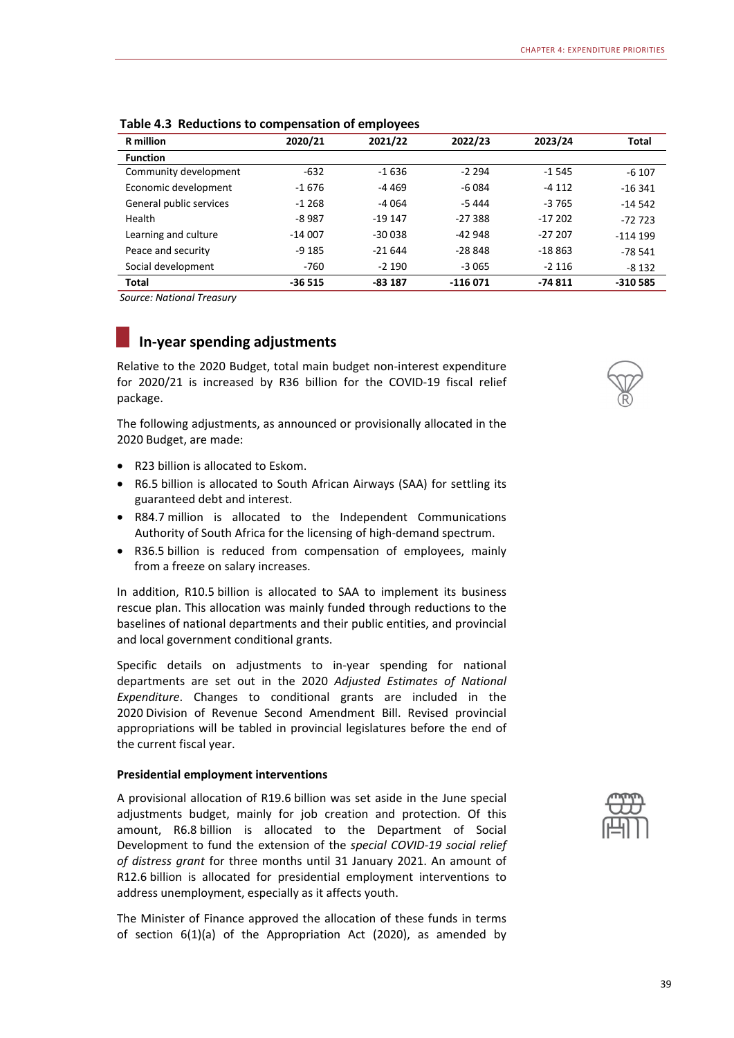**Table 4.3 Reductions to compensation of employees**

| R million | 2020/21 | 2021/22 | 2022/23 | 2023/24 | Total |
|---|---|---|---|---|---|
| **Function** | | | | | |
| Community development | -632 | -1 636 | -2 294 | -1 545 | -6 107 |
| Economic development | -1 676 | -4 469 | -6 084 | -4 112 | -16 341 |
| General public services | -1 268 | -4 064 | -5 444 | -3 765 | -14 542 |
| Health | -8 987 | -19 147 | -27 388 | -17 202 | -72 723 |
| Learning and culture | -14 007 | -30 038 | -42 948 | -27 207 | -114 199 |
| Peace and security | -9 185 | -21 644 | -28 848 | -18 863 | -78 541 |
| Social development | -760 | -2 190 | -3 065 | -2 116 | -8 132 |
| **Total** | **-36 515** | **-83 187** | **-116 071** | **-74 811** | **-310 585** |

*Source: National Treasury*

## In-year spending adjustments

Relative to the 2020 Budget, total main budget non-interest expenditure for 2020/21 is increased by R36 billion for the COVID-19 fiscal relief package.

The following adjustments, as announced or provisionally allocated in the 2020 Budget, are made:

- R23 billion is allocated to Eskom.
- R6.5 billion is allocated to South African Airways (SAA) for settling its guaranteed debt and interest.
- R84.7 million is allocated to the Independent Communications Authority of South Africa for the licensing of high-demand spectrum.
- R36.5 billion is reduced from compensation of employees, mainly from a freeze on salary increases.

In addition, R10.5 billion is allocated to SAA to implement its business rescue plan. This allocation was mainly funded through reductions to the baselines of national departments and their public entities, and provincial and local government conditional grants.

Specific details on adjustments to in-year spending for national departments are set out in the 2020 *Adjusted Estimates of National Expenditure*. Changes to conditional grants are included in the 2020 Division of Revenue Second Amendment Bill. Revised provincial appropriations will be tabled in provincial legislatures before the end of the current fiscal year.

#### Presidential employment interventions

A provisional allocation of R19.6 billion was set aside in the June special adjustments budget, mainly for job creation and protection. Of this amount, R6.8 billion is allocated to the Department of Social Development to fund the extension of the *special COVID-19 social relief of distress grant* for three months until 31 January 2021. An amount of R12.6 billion is allocated for presidential employment interventions to address unemployment, especially as it affects youth.

The Minister of Finance approved the allocation of these funds in terms of section 6(1)(a) of the Appropriation Act (2020), as amended by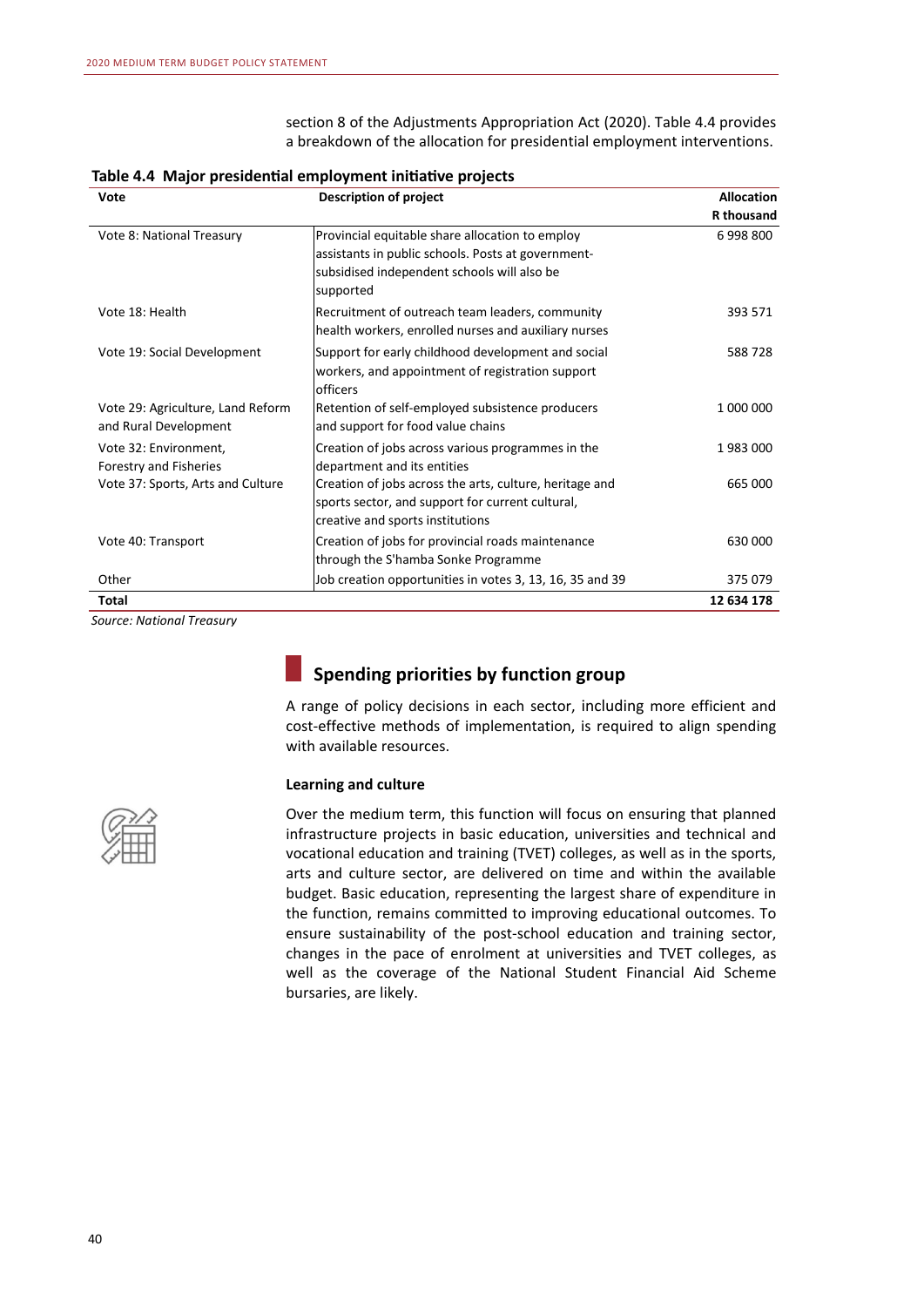section 8 of the Adjustments Appropriation Act (2020). Table 4.4 provides a breakdown of the allocation for presidential employment interventions.

**Table 4.4 Major presidential employment initiative projects**

| Vote | Description of project | Allocation R thousand |
|---|---|---|
| Vote 8: National Treasury | Provincial equitable share allocation to employ assistants in public schools. Posts at government-subsidised independent schools will also be supported | 6 998 800 |
| Vote 18: Health | Recruitment of outreach team leaders, community health workers, enrolled nurses and auxiliary nurses | 393 571 |
| Vote 19: Social Development | Support for early childhood development and social workers, and appointment of registration support officers | 588 728 |
| Vote 29: Agriculture, Land Reform and Rural Development | Retention of self-employed subsistence producers and support for food value chains | 1 000 000 |
| Vote 32: Environment, Forestry and Fisheries | Creation of jobs across various programmes in the department and its entities | 1 983 000 |
| Vote 37: Sports, Arts and Culture | Creation of jobs across the arts, culture, heritage and sports sector, and support for current cultural, creative and sports institutions | 665 000 |
| Vote 40: Transport | Creation of jobs for provincial roads maintenance through the S'hamba Sonke Programme | 630 000 |
| Other | Job creation opportunities in votes 3, 13, 16, 35 and 39 | 375 079 |
| **Total** | | **12 634 178** |

*Source: National Treasury*

## Spending priorities by function group

A range of policy decisions in each sector, including more efficient and cost-effective methods of implementation, is required to align spending with available resources.

### Learning and culture

Over the medium term, this function will focus on ensuring that planned infrastructure projects in basic education, universities and technical and vocational education and training (TVET) colleges, as well as in the sports, arts and culture sector, are delivered on time and within the available budget. Basic education, representing the largest share of expenditure in the function, remains committed to improving educational outcomes. To ensure sustainability of the post-school education and training sector, changes in the pace of enrolment at universities and TVET colleges, as well as the coverage of the National Student Financial Aid Scheme bursaries, are likely.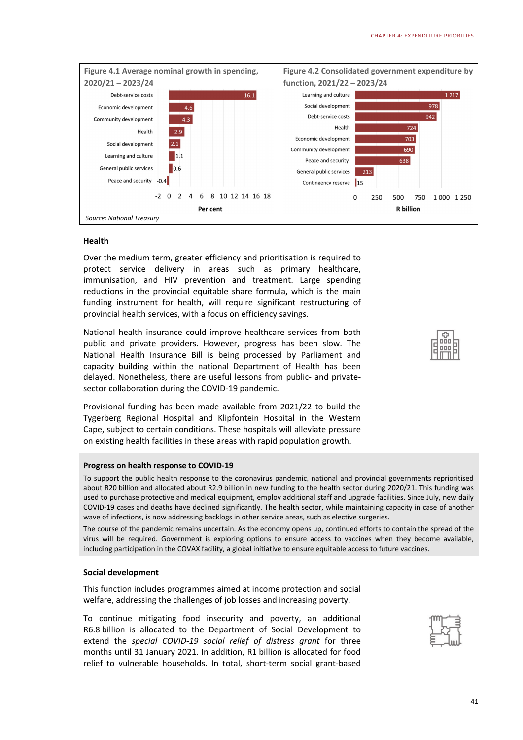Figure 4.1 Average nominal growth in spending, 2020/21 – 2023/24

| Function | Per cent |
|---|---|
| Debt-service costs | 16.1 |
| Economic development | 4.6 |
| Community development | 4.3 |
| Health | 2.9 |
| Social development | 2.1 |
| Learning and culture | 1.1 |
| General public services | 0.6 |
| Peace and security | -0.4 |

Figure 4.2 Consolidated government expenditure by function, 2021/22 – 2023/24

| Function | R billion |
|---|---|
| Learning and culture | 1 217 |
| Social development | 978 |
| Debt-service costs | 942 |
| Health | 724 |
| Economic development | 703 |
| Community development | 690 |
| Peace and security | 638 |
| General public services | 213 |
| Contingency reserve | 15 |

Source: National Treasury

### Health

Over the medium term, greater efficiency and prioritisation is required to protect service delivery in areas such as primary healthcare, immunisation, and HIV prevention and treatment. Large spending reductions in the provincial equitable share formula, which is the main funding instrument for health, will require significant restructuring of provincial health services, with a focus on efficiency savings.

National health insurance could improve healthcare services from both public and private providers. However, progress has been slow. The National Health Insurance Bill is being processed by Parliament and capacity building within the national Department of Health has been delayed. Nonetheless, there are useful lessons from public- and private-sector collaboration during the COVID-19 pandemic.

Provisional funding has been made available from 2021/22 to build the Tygerberg Regional Hospital and Klipfontein Hospital in the Western Cape, subject to certain conditions. These hospitals will alleviate pressure on existing health facilities in these areas with rapid population growth.

#### Progress on health response to COVID-19

To support the public health response to the coronavirus pandemic, national and provincial governments reprioritised about R20 billion and allocated about R2.9 billion in new funding to the health sector during 2020/21. This funding was used to purchase protective and medical equipment, employ additional staff and upgrade facilities. Since July, new daily COVID-19 cases and deaths have declined significantly. The health sector, while maintaining capacity in case of another wave of infections, is now addressing backlogs in other service areas, such as elective surgeries.

The course of the pandemic remains uncertain. As the economy opens up, continued efforts to contain the spread of the virus will be required. Government is exploring options to ensure access to vaccines when they become available, including participation in the COVAX facility, a global initiative to ensure equitable access to future vaccines.

### Social development

This function includes programmes aimed at income protection and social welfare, addressing the challenges of job losses and increasing poverty.

To continue mitigating food insecurity and poverty, an additional R6.8 billion is allocated to the Department of Social Development to extend the *special COVID-19 social relief of distress grant* for three months until 31 January 2021. In addition, R1 billion is allocated for food relief to vulnerable households. In total, short-term social grant-based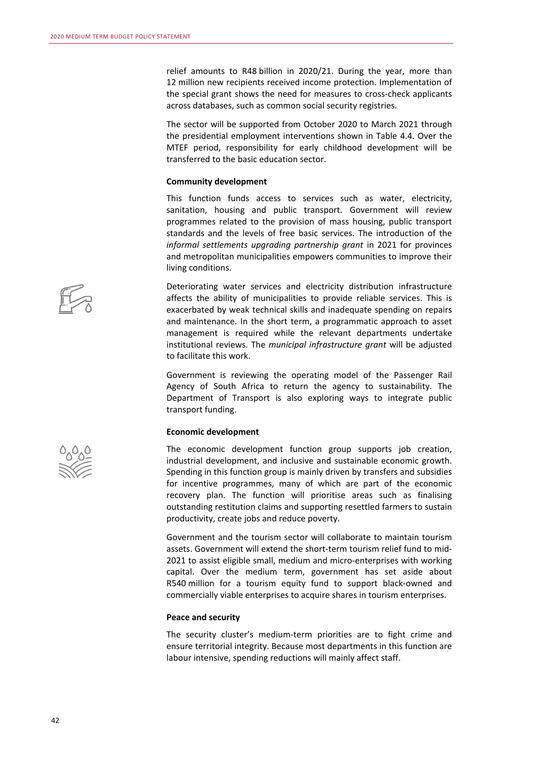relief amounts to R48 billion in 2020/21. During the year, more than 12 million new recipients received income protection. Implementation of the special grant shows the need for measures to cross-check applicants across databases, such as common social security registries.

The sector will be supported from October 2020 to March 2021 through the presidential employment interventions shown in Table 4.4. Over the MTEF period, responsibility for early childhood development will be transferred to the basic education sector.

**Community development**

This function funds access to services such as water, electricity, sanitation, housing and public transport. Government will review programmes related to the provision of mass housing, public transport standards and the levels of free basic services. The introduction of the *informal settlements upgrading partnership grant* in 2021 for provinces and metropolitan municipalities empowers communities to improve their living conditions.

Deteriorating water services and electricity distribution infrastructure affects the ability of municipalities to provide reliable services. This is exacerbated by weak technical skills and inadequate spending on repairs and maintenance. In the short term, a programmatic approach to asset management is required while the relevant departments undertake institutional reviews. The *municipal infrastructure grant* will be adjusted to facilitate this work.

Government is reviewing the operating model of the Passenger Rail Agency of South Africa to return the agency to sustainability. The Department of Transport is also exploring ways to integrate public transport funding.

**Economic development**

The economic development function group supports job creation, industrial development, and inclusive and sustainable economic growth. Spending in this function group is mainly driven by transfers and subsidies for incentive programmes, many of which are part of the economic recovery plan. The function will prioritise areas such as finalising outstanding restitution claims and supporting resettled farmers to sustain productivity, create jobs and reduce poverty.

Government and the tourism sector will collaborate to maintain tourism assets. Government will extend the short-term tourism relief fund to mid-2021 to assist eligible small, medium and micro-enterprises with working capital. Over the medium term, government has set aside about R540 million for a tourism equity fund to support black-owned and commercially viable enterprises to acquire shares in tourism enterprises.

**Peace and security**

The security cluster's medium-term priorities are to fight crime and ensure territorial integrity. Because most departments in this function are labour intensive, spending reductions will mainly affect staff.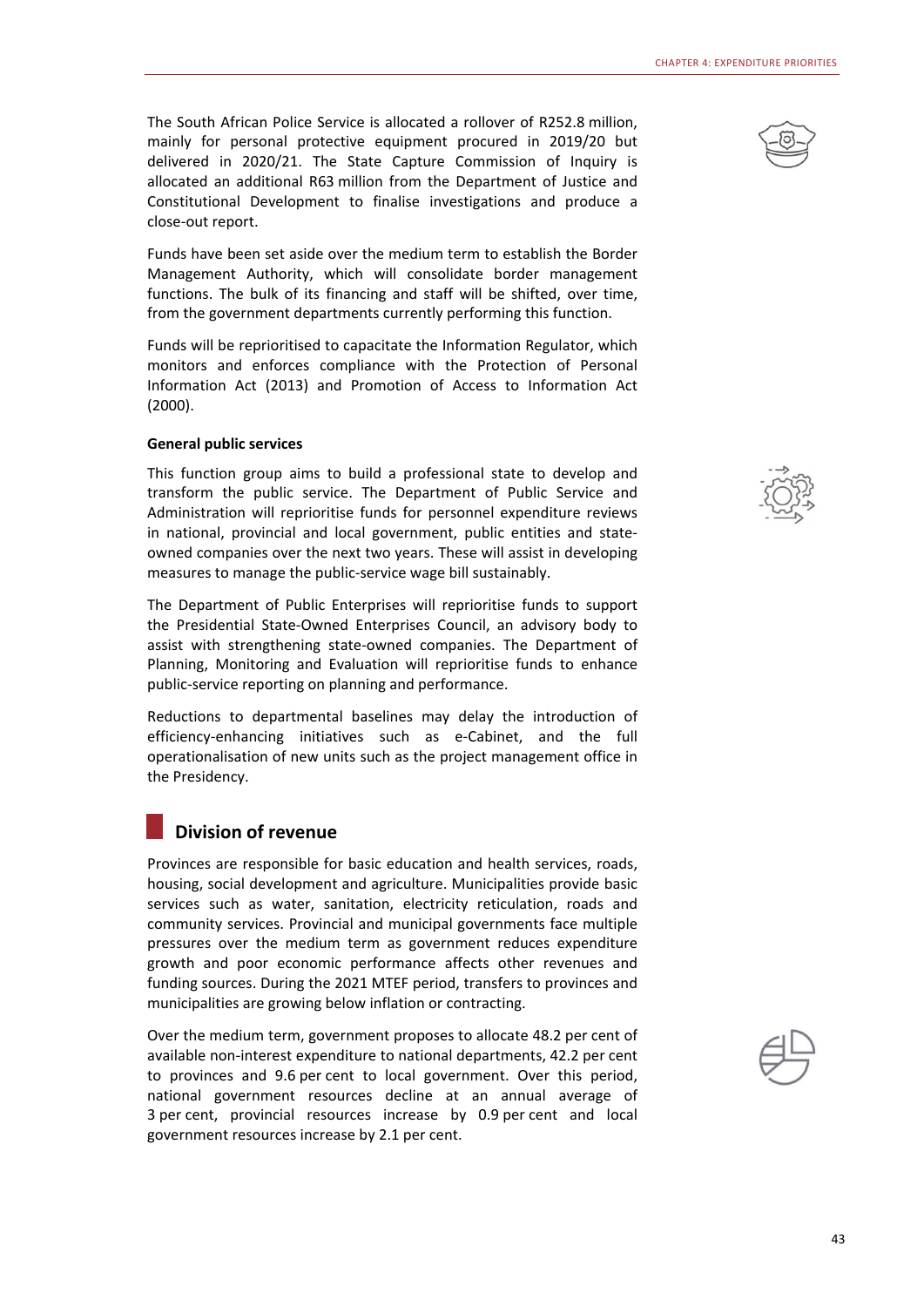The South African Police Service is allocated a rollover of R252.8 million, mainly for personal protective equipment procured in 2019/20 but delivered in 2020/21. The State Capture Commission of Inquiry is allocated an additional R63 million from the Department of Justice and Constitutional Development to finalise investigations and produce a close-out report.

Funds have been set aside over the medium term to establish the Border Management Authority, which will consolidate border management functions. The bulk of its financing and staff will be shifted, over time, from the government departments currently performing this function.

Funds will be reprioritised to capacitate the Information Regulator, which monitors and enforces compliance with the Protection of Personal Information Act (2013) and Promotion of Access to Information Act (2000).

**General public services**

This function group aims to build a professional state to develop and transform the public service. The Department of Public Service and Administration will reprioritise funds for personnel expenditure reviews in national, provincial and local government, public entities and state-owned companies over the next two years. These will assist in developing measures to manage the public-service wage bill sustainably.

The Department of Public Enterprises will reprioritise funds to support the Presidential State-Owned Enterprises Council, an advisory body to assist with strengthening state-owned companies. The Department of Planning, Monitoring and Evaluation will reprioritise funds to enhance public-service reporting on planning and performance.

Reductions to departmental baselines may delay the introduction of efficiency-enhancing initiatives such as e-Cabinet, and the full operationalisation of new units such as the project management office in the Presidency.

## Division of revenue

Provinces are responsible for basic education and health services, roads, housing, social development and agriculture. Municipalities provide basic services such as water, sanitation, electricity reticulation, roads and community services. Provincial and municipal governments face multiple pressures over the medium term as government reduces expenditure growth and poor economic performance affects other revenues and funding sources. During the 2021 MTEF period, transfers to provinces and municipalities are growing below inflation or contracting.

Over the medium term, government proposes to allocate 48.2 per cent of available non-interest expenditure to national departments, 42.2 per cent to provinces and 9.6 per cent to local government. Over this period, national government resources decline at an annual average of 3 per cent, provincial resources increase by 0.9 per cent and local government resources increase by 2.1 per cent.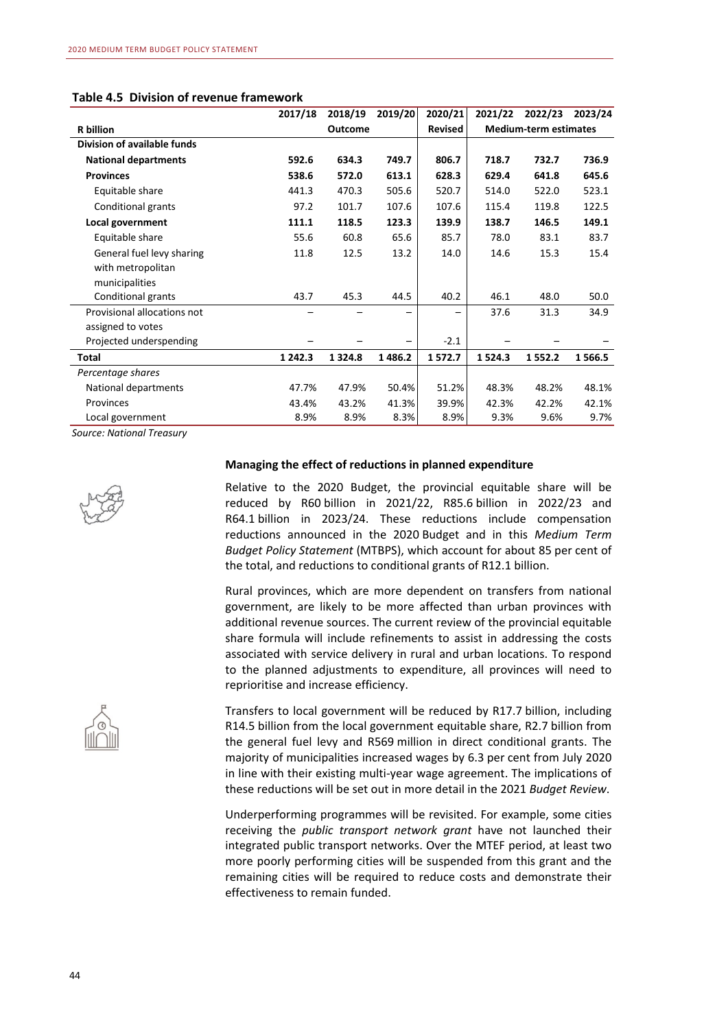**Table 4.5 Division of revenue framework**

| R billion | 2017/18 | 2018/19 | 2019/20 | 2020/21 | 2021/22 | 2022/23 | 2023/24 |
|---|---|---|---|---|---|---|---|
| | | Outcome | | Revised | | Medium-term estimates | |
| **Division of available funds** | | | | | | | |
| **National departments** | **592.6** | **634.3** | **749.7** | **806.7** | **718.7** | **732.7** | **736.9** |
| **Provinces** | **538.6** | **572.0** | **613.1** | **628.3** | **629.4** | **641.8** | **645.6** |
| Equitable share | 441.3 | 470.3 | 505.6 | 520.7 | 514.0 | 522.0 | 523.1 |
| Conditional grants | 97.2 | 101.7 | 107.6 | 107.6 | 115.4 | 119.8 | 122.5 |
| **Local government** | **111.1** | **118.5** | **123.3** | **139.9** | **138.7** | **146.5** | **149.1** |
| Equitable share | 55.6 | 60.8 | 65.6 | 85.7 | 78.0 | 83.1 | 83.7 |
| General fuel levy sharing with metropolitan municipalities | 11.8 | 12.5 | 13.2 | 14.0 | 14.6 | 15.3 | 15.4 |
| Conditional grants | 43.7 | 45.3 | 44.5 | 40.2 | 46.1 | 48.0 | 50.0 |
| Provisional allocations not assigned to votes | – | – | – | – | 37.6 | 31.3 | 34.9 |
| Projected underspending | – | – | – | -2.1 | – | – | – |
| **Total** | **1 242.3** | **1 324.8** | **1 486.2** | **1 572.7** | **1 524.3** | **1 552.2** | **1 566.5** |
| *Percentage shares* | | | | | | | |
| National departments | 47.7% | 47.9% | 50.4% | 51.2% | 48.3% | 48.2% | 48.1% |
| Provinces | 43.4% | 43.2% | 41.3% | 39.9% | 42.3% | 42.2% | 42.1% |
| Local government | 8.9% | 8.9% | 8.3% | 8.9% | 9.3% | 9.6% | 9.7% |

*Source: National Treasury*

**Managing the effect of reductions in planned expenditure**

Relative to the 2020 Budget, the provincial equitable share will be reduced by R60 billion in 2021/22, R85.6 billion in 2022/23 and R64.1 billion in 2023/24. These reductions include compensation reductions announced in the 2020 Budget and in this *Medium Term Budget Policy Statement* (MTBPS), which account for about 85 per cent of the total, and reductions to conditional grants of R12.1 billion.

Rural provinces, which are more dependent on transfers from national government, are likely to be more affected than urban provinces with additional revenue sources. The current review of the provincial equitable share formula will include refinements to assist in addressing the costs associated with service delivery in rural and urban locations. To respond to the planned adjustments to expenditure, all provinces will need to reprioritise and increase efficiency.

Transfers to local government will be reduced by R17.7 billion, including R14.5 billion from the local government equitable share, R2.7 billion from the general fuel levy and R569 million in direct conditional grants. The majority of municipalities increased wages by 6.3 per cent from July 2020 in line with their existing multi-year wage agreement. The implications of these reductions will be set out in more detail in the 2021 *Budget Review*.

Underperforming programmes will be revisited. For example, some cities receiving the *public transport network grant* have not launched their integrated public transport networks. Over the MTEF period, at least two more poorly performing cities will be suspended from this grant and the remaining cities will be required to reduce costs and demonstrate their effectiveness to remain funded.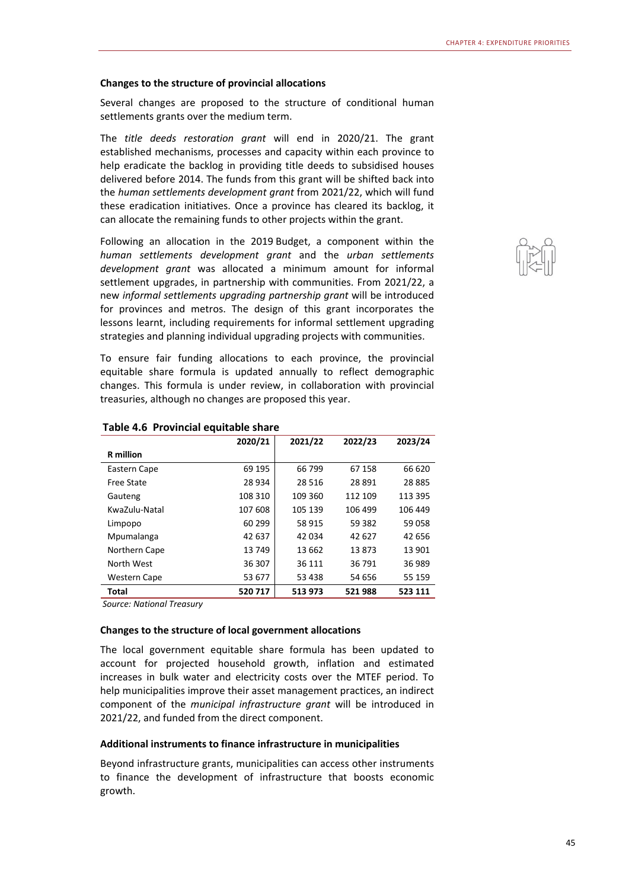### Changes to the structure of provincial allocations

Several changes are proposed to the structure of conditional human settlements grants over the medium term.

The *title deeds restoration grant* will end in 2020/21. The grant established mechanisms, processes and capacity within each province to help eradicate the backlog in providing title deeds to subsidised houses delivered before 2014. The funds from this grant will be shifted back into the *human settlements development grant* from 2021/22, which will fund these eradication initiatives. Once a province has cleared its backlog, it can allocate the remaining funds to other projects within the grant.

Following an allocation in the 2019 Budget, a component within the *human settlements development grant* and the *urban settlements development grant* was allocated a minimum amount for informal settlement upgrades, in partnership with communities. From 2021/22, a new *informal settlements upgrading partnership grant* will be introduced for provinces and metros. The design of this grant incorporates the lessons learnt, including requirements for informal settlement upgrading strategies and planning individual upgrading projects with communities.

To ensure fair funding allocations to each province, the provincial equitable share formula is updated annually to reflect demographic changes. This formula is under review, in collaboration with provincial treasuries, although no changes are proposed this year.

**Table 4.6 Provincial equitable share**

| R million | 2020/21 | 2021/22 | 2022/23 | 2023/24 |
|---|---|---|---|---|
| Eastern Cape | 69 195 | 66 799 | 67 158 | 66 620 |
| Free State | 28 934 | 28 516 | 28 891 | 28 885 |
| Gauteng | 108 310 | 109 360 | 112 109 | 113 395 |
| KwaZulu-Natal | 107 608 | 105 139 | 106 499 | 106 449 |
| Limpopo | 60 299 | 58 915 | 59 382 | 59 058 |
| Mpumalanga | 42 637 | 42 034 | 42 627 | 42 656 |
| Northern Cape | 13 749 | 13 662 | 13 873 | 13 901 |
| North West | 36 307 | 36 111 | 36 791 | 36 989 |
| Western Cape | 53 677 | 53 438 | 54 656 | 55 159 |
| **Total** | **520 717** | **513 973** | **521 988** | **523 111** |

*Source: National Treasury*

### Changes to the structure of local government allocations

The local government equitable share formula has been updated to account for projected household growth, inflation and estimated increases in bulk water and electricity costs over the MTEF period. To help municipalities improve their asset management practices, an indirect component of the *municipal infrastructure grant* will be introduced in 2021/22, and funded from the direct component.

### Additional instruments to finance infrastructure in municipalities

Beyond infrastructure grants, municipalities can access other instruments to finance the development of infrastructure that boosts economic growth.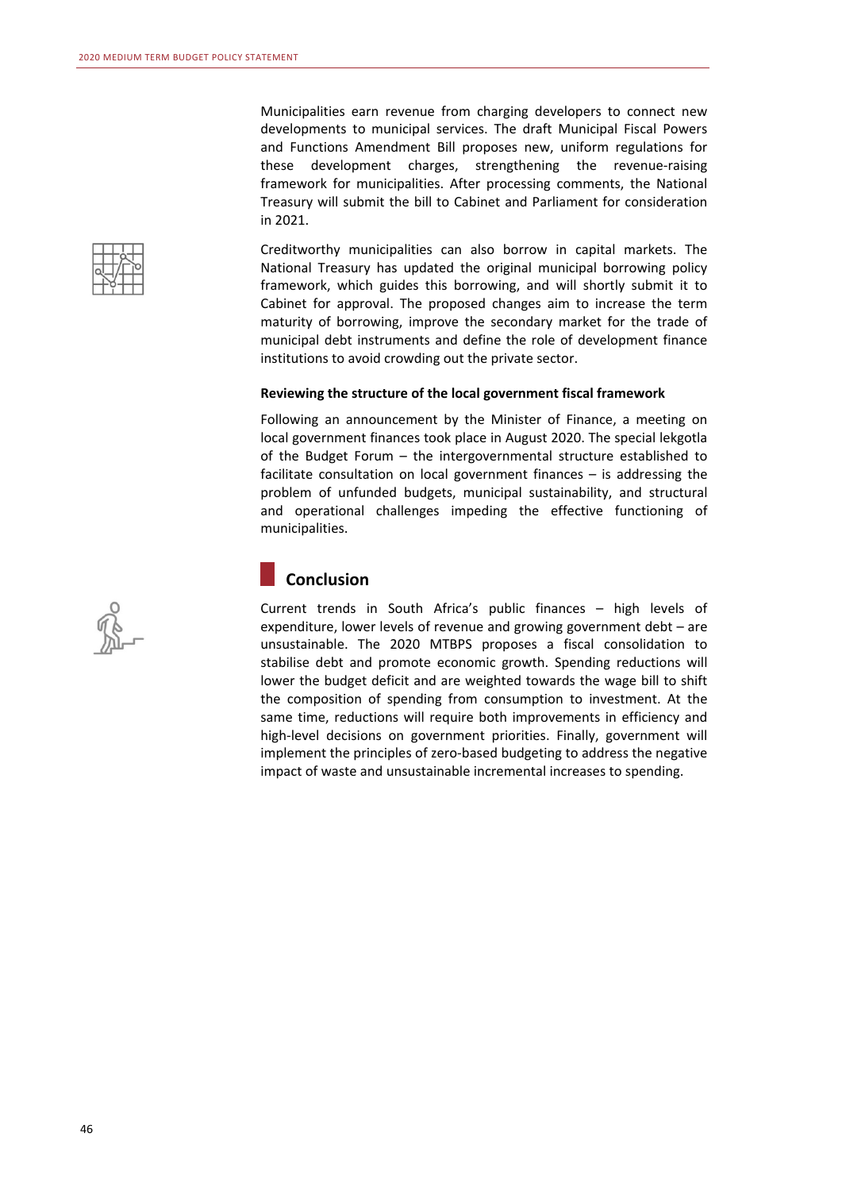Municipalities earn revenue from charging developers to connect new developments to municipal services. The draft Municipal Fiscal Powers and Functions Amendment Bill proposes new, uniform regulations for these development charges, strengthening the revenue-raising framework for municipalities. After processing comments, the National Treasury will submit the bill to Cabinet and Parliament for consideration in 2021.

Creditworthy municipalities can also borrow in capital markets. The National Treasury has updated the original municipal borrowing policy framework, which guides this borrowing, and will shortly submit it to Cabinet for approval. The proposed changes aim to increase the term maturity of borrowing, improve the secondary market for the trade of municipal debt instruments and define the role of development finance institutions to avoid crowding out the private sector.

**Reviewing the structure of the local government fiscal framework**

Following an announcement by the Minister of Finance, a meeting on local government finances took place in August 2020. The special lekgotla of the Budget Forum – the intergovernmental structure established to facilitate consultation on local government finances – is addressing the problem of unfunded budgets, municipal sustainability, and structural and operational challenges impeding the effective functioning of municipalities.

## Conclusion

Current trends in South Africa's public finances – high levels of expenditure, lower levels of revenue and growing government debt – are unsustainable. The 2020 MTBPS proposes a fiscal consolidation to stabilise debt and promote economic growth. Spending reductions will lower the budget deficit and are weighted towards the wage bill to shift the composition of spending from consumption to investment. At the same time, reductions will require both improvements in efficiency and high-level decisions on government priorities. Finally, government will implement the principles of zero-based budgeting to address the negative impact of waste and unsustainable incremental increases to spending.